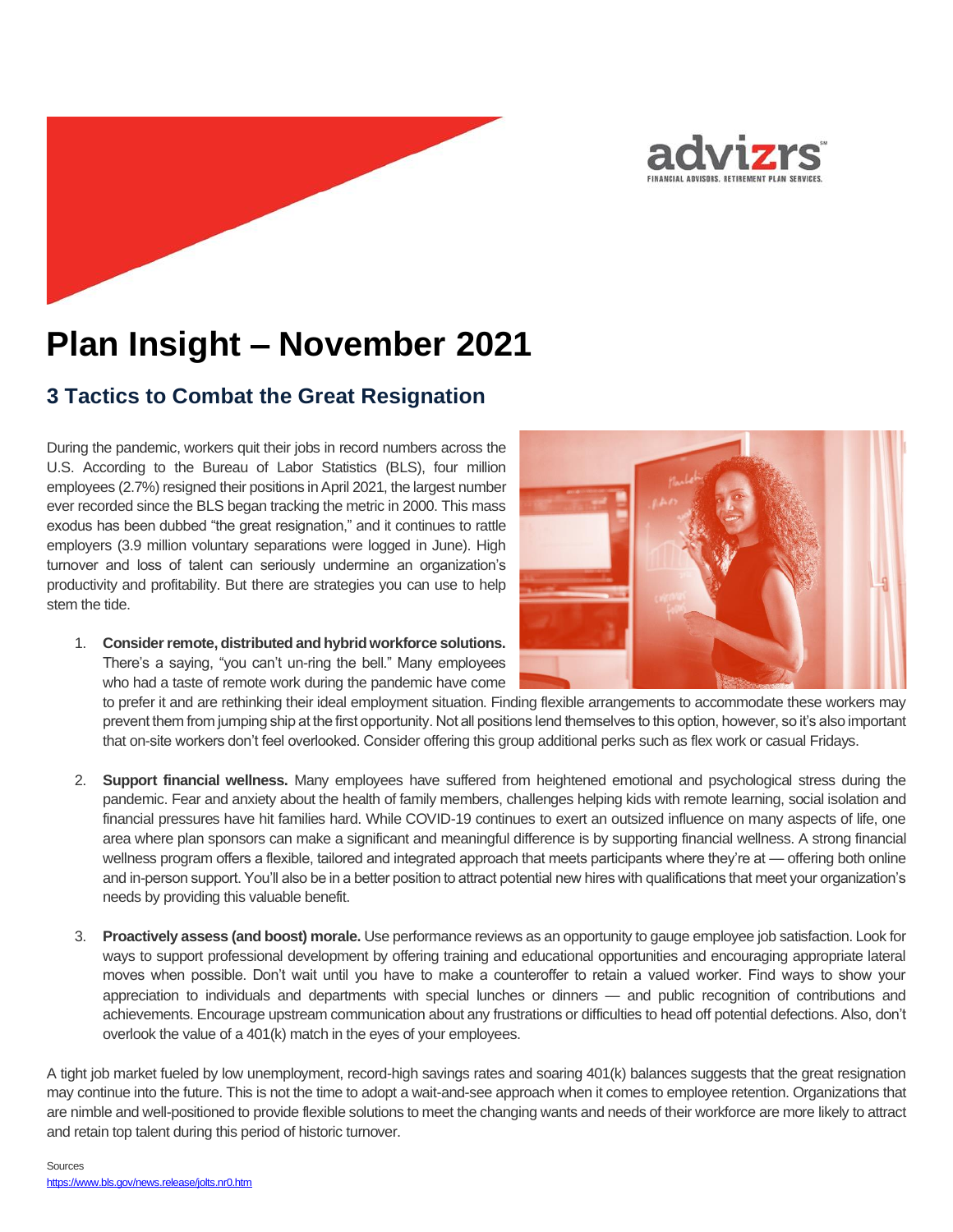# Plan Insight – November 2021

## 3 Tactics to Combat the Great Resignation

During the pandemic, workers quit their jobs in record numbers across the U.S. According to the Bureau of Labor Statistics (BLS), four million employees (2.7%) resigned their positions in April 2021, the largest number ever recorded since the BLS began tracking the metric in 2000. This mass exodus has been dubbed "the great resignation," and it continues to rattle employers (3.9 million voluntary separations were logged in June). High turnover and loss of talent can seriously undermine an organization's productivity and profitability. But there are strategies you can use to help stem the tide.

1. **Consider remote, distributed and hybrid workforce solutions.** There's a saying, "you can't un-ring the bell." Many employees who had a taste of remote work during the pandemic have come to prefer it and are rethinking their ideal employment situation. Finding flexible arrangements to accommodate these workers may prevent them from jumping ship at the first opportunity. Not all positions lend themselves to this option, however, so it's also important that on-site workers don't feel overlooked. Consider offering this group additional perks such as flex work or casual Fridays.

2. **Support financial wellness.** Many employees have suffered from heightened emotional and psychological stress during the pandemic. Fear and anxiety about the health of family members, challenges helping kids with remote learning, social isolation and financial pressures have hit families hard. While COVID-19 continues to exert an outsized influence on many aspects of life, one area where plan sponsors can make a significant and meaningful difference is by supporting financial wellness. A strong financial wellness program offers a flexible, tailored and integrated approach that meets participants where they're at — offering both online and in-person support. You'll also be in a better position to attract potential new hires with qualifications that meet your organization's needs by providing this valuable benefit.

3. **Proactively assess (and boost) morale.** Use performance reviews as an opportunity to gauge employee job satisfaction. Look for ways to support professional development by offering training and educational opportunities and encouraging appropriate lateral moves when possible. Don't wait until you have to make a counteroffer to retain a valued worker. Find ways to show your appreciation to individuals and departments with special lunches or dinners — and public recognition of contributions and achievements. Encourage upstream communication about any frustrations or difficulties to head off potential defections. Also, don't overlook the value of a 401(k) match in the eyes of your employees.

A tight job market fueled by low unemployment, record-high savings rates and soaring 401(k) balances suggests that the great resignation may continue into the future. This is not the time to adopt a wait-and-see approach when it comes to employee retention. Organizations that are nimble and well-positioned to provide flexible solutions to meet the changing wants and needs of their workforce are more likely to attract and retain top talent during this period of historic turnover.

Sources
https://www.bls.gov/news.release/jolts.nr0.htm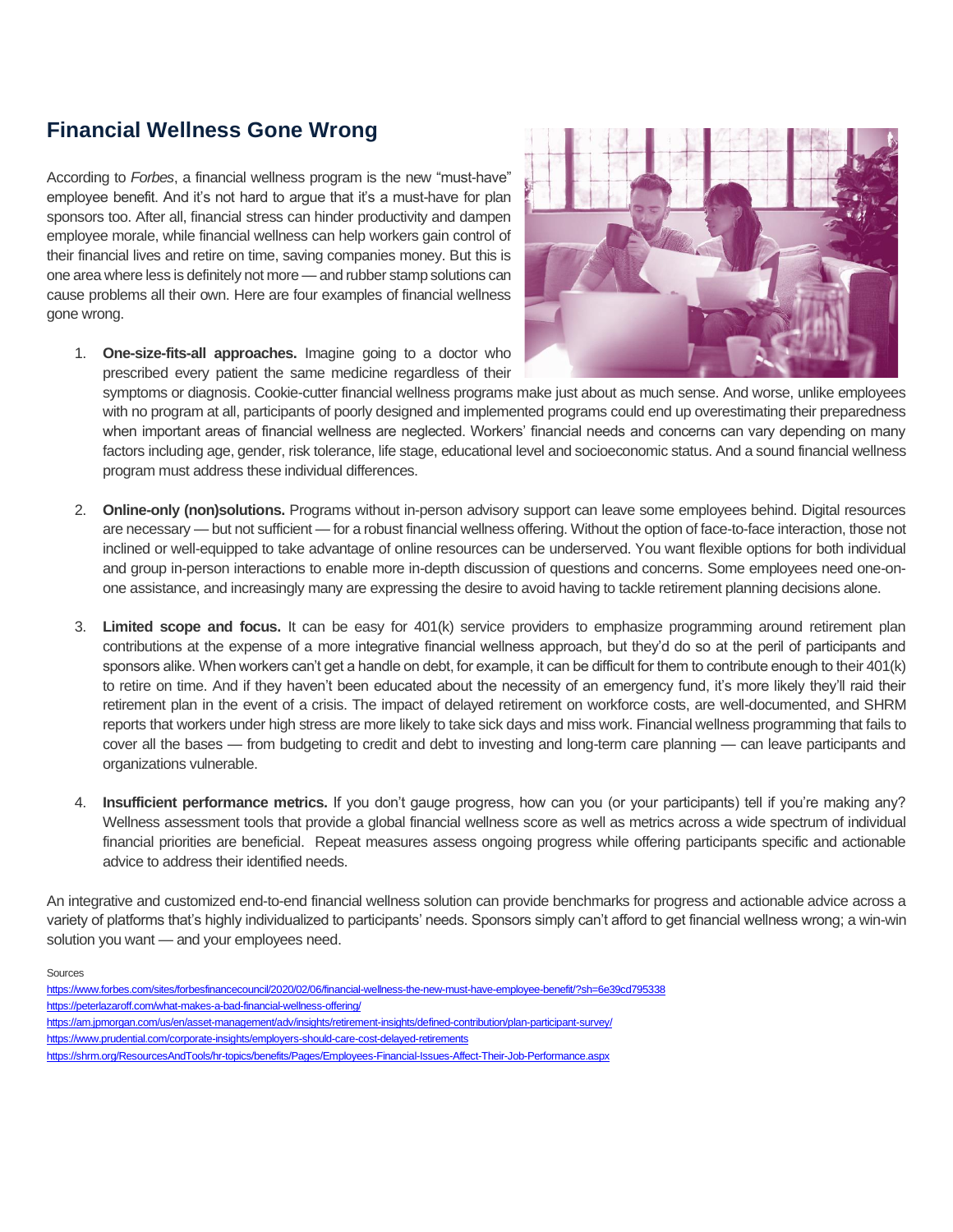## Financial Wellness Gone Wrong

According to *Forbes*, a financial wellness program is the new "must-have" employee benefit. And it's not hard to argue that it's a must-have for plan sponsors too. After all, financial stress can hinder productivity and dampen employee morale, while financial wellness can help workers gain control of their financial lives and retire on time, saving companies money. But this is one area where less is definitely not more — and rubber stamp solutions can cause problems all their own. Here are four examples of financial wellness gone wrong.

1. **One-size-fits-all approaches.** Imagine going to a doctor who prescribed every patient the same medicine regardless of their symptoms or diagnosis. Cookie-cutter financial wellness programs make just about as much sense. And worse, unlike employees with no program at all, participants of poorly designed and implemented programs could end up overestimating their preparedness when important areas of financial wellness are neglected. Workers' financial needs and concerns can vary depending on many factors including age, gender, risk tolerance, life stage, educational level and socioeconomic status. And a sound financial wellness program must address these individual differences.

2. **Online-only (non)solutions.** Programs without in-person advisory support can leave some employees behind. Digital resources are necessary — but not sufficient — for a robust financial wellness offering. Without the option of face-to-face interaction, those not inclined or well-equipped to take advantage of online resources can be underserved. You want flexible options for both individual and group in-person interactions to enable more in-depth discussion of questions and concerns. Some employees need one-on-one assistance, and increasingly many are expressing the desire to avoid having to tackle retirement planning decisions alone.

3. **Limited scope and focus.** It can be easy for 401(k) service providers to emphasize programming around retirement plan contributions at the expense of a more integrative financial wellness approach, but they'd do so at the peril of participants and sponsors alike. When workers can't get a handle on debt, for example, it can be difficult for them to contribute enough to their 401(k) to retire on time. And if they haven't been educated about the necessity of an emergency fund, it's more likely they'll raid their retirement plan in the event of a crisis. The impact of delayed retirement on workforce costs, are well-documented, and SHRM reports that workers under high stress are more likely to take sick days and miss work. Financial wellness programming that fails to cover all the bases — from budgeting to credit and debt to investing and long-term care planning — can leave participants and organizations vulnerable.

4. **Insufficient performance metrics.** If you don't gauge progress, how can you (or your participants) tell if you're making any? Wellness assessment tools that provide a global financial wellness score as well as metrics across a wide spectrum of individual financial priorities are beneficial. Repeat measures assess ongoing progress while offering participants specific and actionable advice to address their identified needs.

An integrative and customized end-to-end financial wellness solution can provide benchmarks for progress and actionable advice across a variety of platforms that's highly individualized to participants' needs. Sponsors simply can't afford to get financial wellness wrong; a win-win solution you want — and your employees need.

Sources

https://www.forbes.com/sites/forbesfinancecouncil/2020/02/06/financial-wellness-the-new-must-have-employee-benefit/?sh=6e39cd795338

https://peterlazaroff.com/what-makes-a-bad-financial-wellness-offering/

https://am.jpmorgan.com/us/en/asset-management/adv/insights/retirement-insights/defined-contribution/plan-participant-survey/

https://www.prudential.com/corporate-insights/employers-should-care-cost-delayed-retirements

https://shrm.org/ResourcesAndTools/hr-topics/benefits/Pages/Employees-Financial-Issues-Affect-Their-Job-Performance.aspx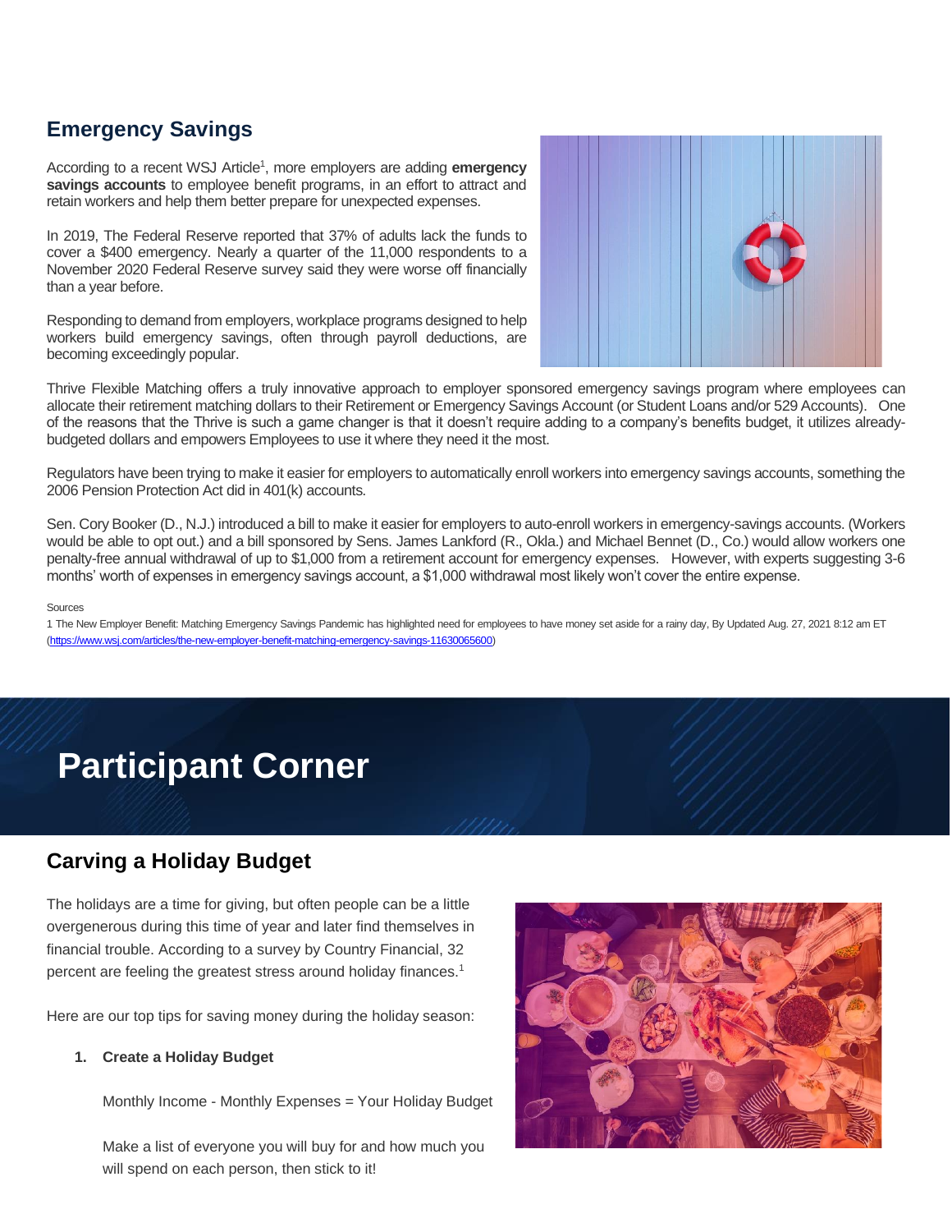## Emergency Savings

According to a recent WSJ Article[1], more employers are adding **emergency savings accounts** to employee benefit programs, in an effort to attract and retain workers and help them better prepare for unexpected expenses.

In 2019, The Federal Reserve reported that 37% of adults lack the funds to cover a $400 emergency. Nearly a quarter of the 11,000 respondents to a November 2020 Federal Reserve survey said they were worse off financially than a year before.

Responding to demand from employers, workplace programs designed to help workers build emergency savings, often through payroll deductions, are becoming exceedingly popular.

Thrive Flexible Matching offers a truly innovative approach to employer sponsored emergency savings program where employees can allocate their retirement matching dollars to their Retirement or Emergency Savings Account (or Student Loans and/or 529 Accounts). One of the reasons that the Thrive is such a game changer is that it doesn't require adding to a company's benefits budget, it utilizes already-budgeted dollars and empowers Employees to use it where they need it the most.

Regulators have been trying to make it easier for employers to automatically enroll workers into emergency savings accounts, something the 2006 Pension Protection Act did in 401(k) accounts.

Sen. Cory Booker (D., N.J.) introduced a bill to make it easier for employers to auto-enroll workers in emergency-savings accounts. (Workers would be able to opt out.) and a bill sponsored by Sens. James Lankford (R., Okla.) and Michael Bennet (D., Co.) would allow workers one penalty-free annual withdrawal of up to $1,000 from a retirement account for emergency expenses. However, with experts suggesting 3-6 months' worth of expenses in emergency savings account, a $1,000 withdrawal most likely won't cover the entire expense.

Sources

1 The New Employer Benefit: Matching Emergency Savings Pandemic has highlighted need for employees to have money set aside for a rainy day, By Updated Aug. 27, 2021 8:12 am ET (https://www.wsj.com/articles/the-new-employer-benefit-matching-emergency-savings-11630065600)

# Participant Corner

## Carving a Holiday Budget

The holidays are a time for giving, but often people can be a little overgenerous during this time of year and later find themselves in financial trouble. According to a survey by Country Financial, 32 percent are feeling the greatest stress around holiday finances.[1]

Here are our top tips for saving money during the holiday season:

1. **Create a Holiday Budget**

   Monthly Income - Monthly Expenses = Your Holiday Budget

   Make a list of everyone you will buy for and how much you will spend on each person, then stick to it!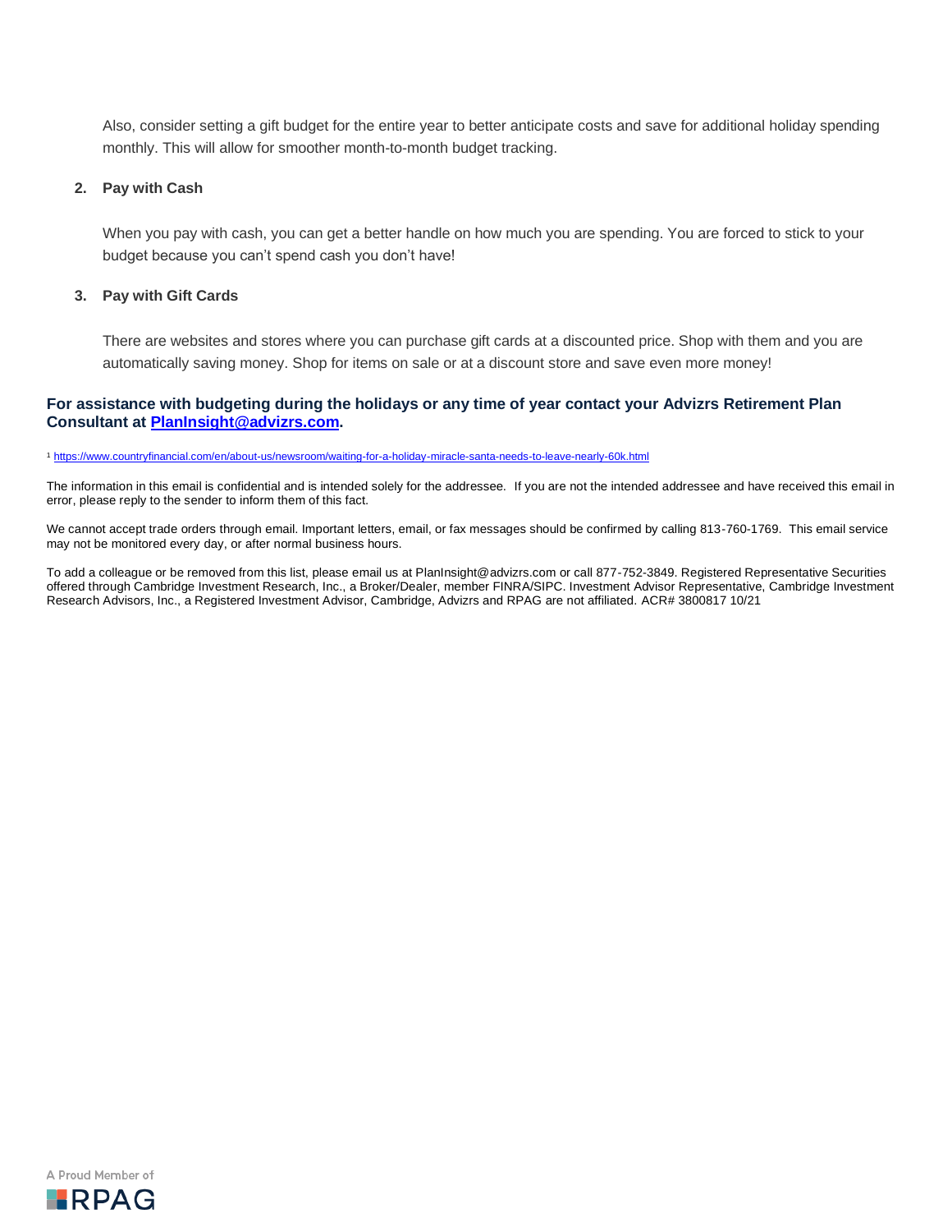Also, consider setting a gift budget for the entire year to better anticipate costs and save for additional holiday spending monthly. This will allow for smoother month-to-month budget tracking.

2. **Pay with Cash**

   When you pay with cash, you can get a better handle on how much you are spending. You are forced to stick to your budget because you can't spend cash you don't have!

3. **Pay with Gift Cards**

   There are websites and stores where you can purchase gift cards at a discounted price. Shop with them and you are automatically saving money. Shop for items on sale or at a discount store and save even more money!

**For assistance with budgeting during the holidays or any time of year contact your Advizrs Retirement Plan Consultant at [PlanInsight@advizrs.com](mailto:PlanInsight@advizrs.com).**

[1] https://www.countryfinancial.com/en/about-us/newsroom/waiting-for-a-holiday-miracle-santa-needs-to-leave-nearly-60k.html

The information in this email is confidential and is intended solely for the addressee. If you are not the intended addressee and have received this email in error, please reply to the sender to inform them of this fact.

We cannot accept trade orders through email. Important letters, email, or fax messages should be confirmed by calling 813-760-1769. This email service may not be monitored every day, or after normal business hours.

To add a colleague or be removed from this list, please email us at PlanInsight@advizrs.com or call 877-752-3849. Registered Representative Securities offered through Cambridge Investment Research, Inc., a Broker/Dealer, member FINRA/SIPC. Investment Advisor Representative, Cambridge Investment Research Advisors, Inc., a Registered Investment Advisor, Cambridge, Advizrs and RPAG are not affiliated. ACR# 3800817 10/21

A Proud Member of

RPAG